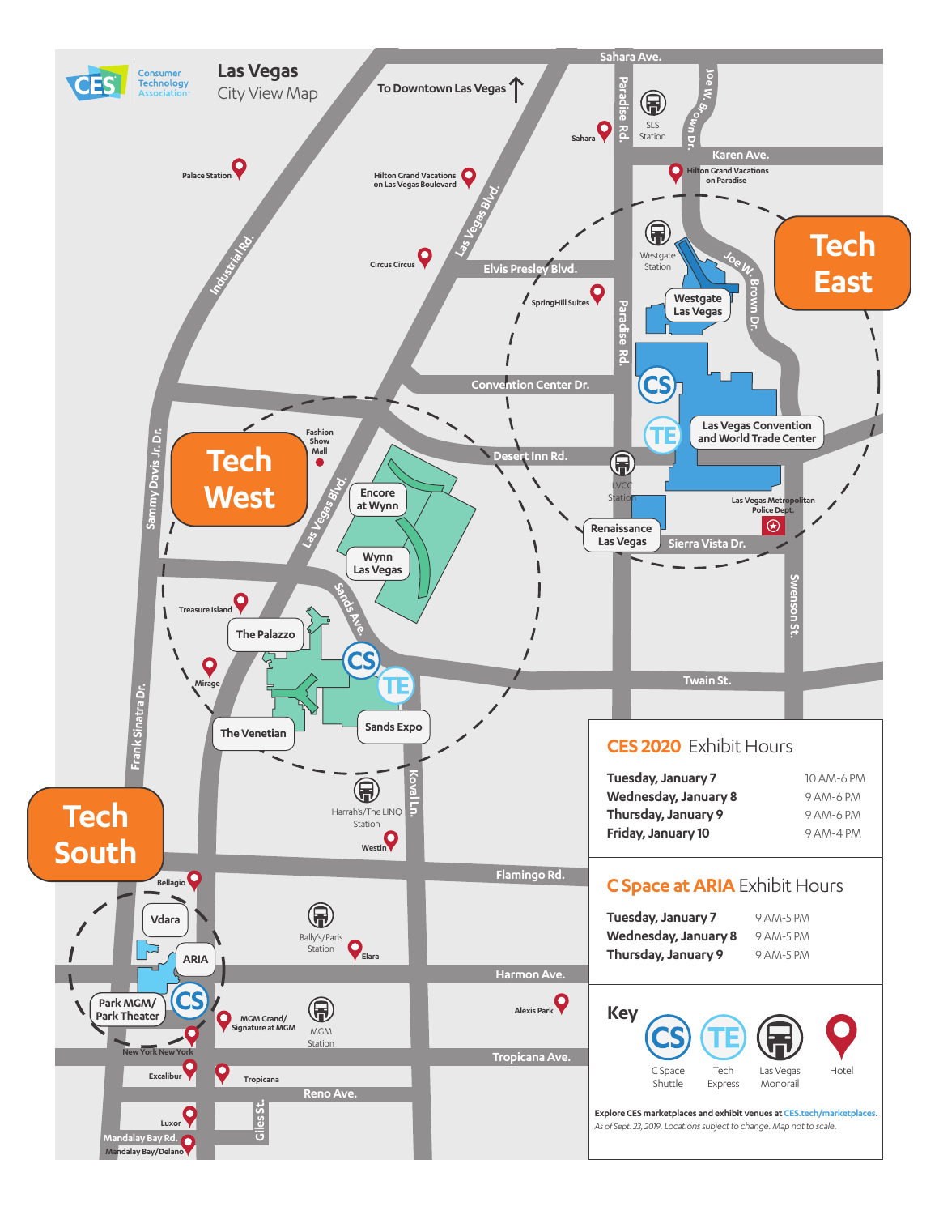# Las Vegas City View Map

Consumer Technology Association

## CES 2020 Exhibit Hours

| | |
|---|---|
| Tuesday, January 7 | 10 AM-6 PM |
| Wednesday, January 8 | 9 AM-6 PM |
| Thursday, January 9 | 9 AM-6 PM |
| Friday, January 10 | 9 AM-4 PM |

## C Space at ARIA Exhibit Hours

| | |
|---|---|
| Tuesday, January 7 | 9 AM-5 PM |
| Wednesday, January 8 | 9 AM-5 PM |
| Thursday, January 9 | 9 AM-5 PM |

## Key

- CS: C Space Shuttle
- TE: Tech Express
- Las Vegas Monorail
- Hotel

Explore CES marketplaces and exhibit venues at CES.tech/marketplaces.

*As of Sept. 23, 2019. Locations subject to change. Map not to scale.*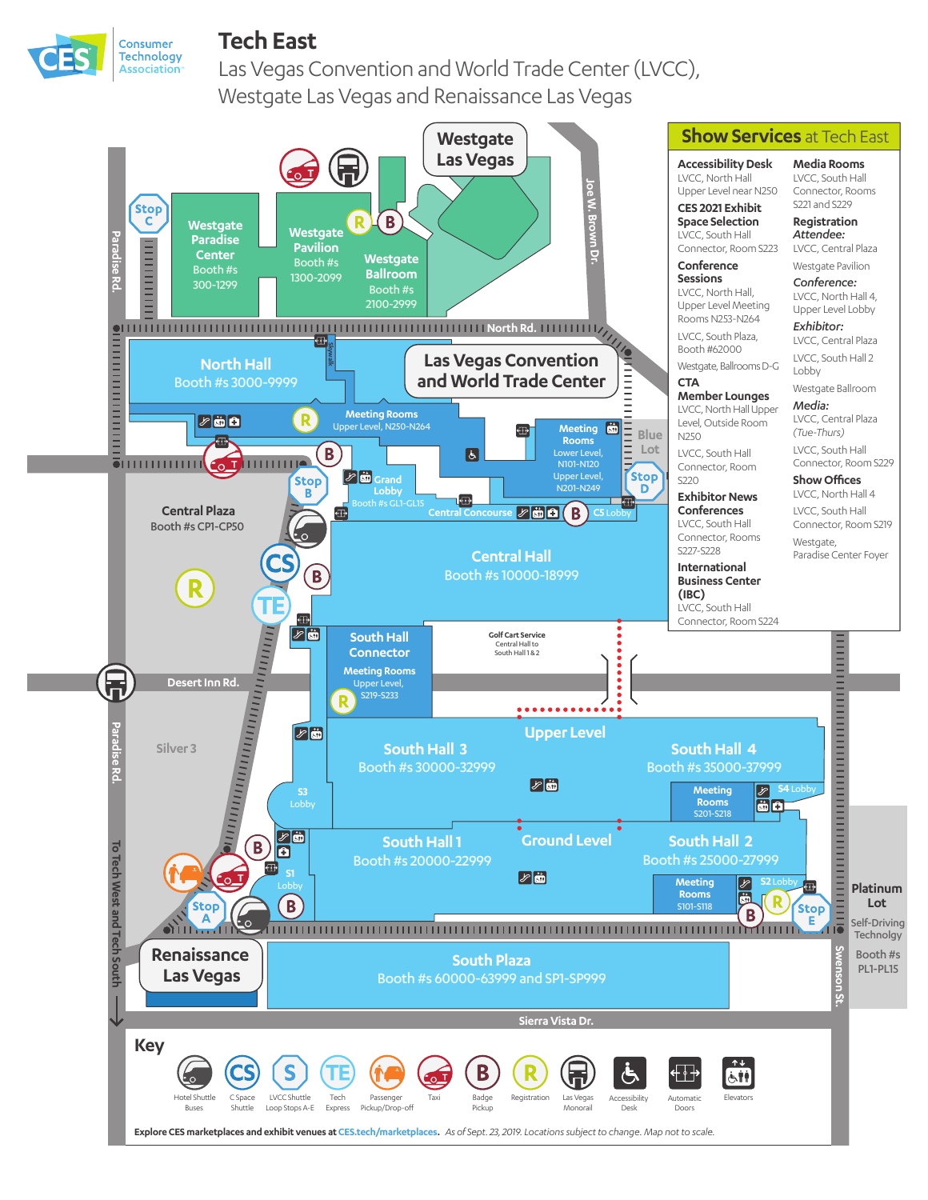# Tech East

Las Vegas Convention and World Trade Center (LVCC), Westgate Las Vegas and Renaissance Las Vegas

Consumer Technology Association

## Show Services at Tech East

**Accessibility Desk**
LVCC, North Hall Upper Level near N250

**CES 2021 Exhibit Space Selection**
LVCC, South Hall Connector, Room S223

**Conference Sessions**
LVCC, North Hall, Upper Level Meeting Rooms N253-N264

LVCC, South Plaza, Booth #62000

Westgate, Ballrooms D-G

**CTA Member Lounges**
LVCC, North Hall Upper Level, Outside Room N250

LVCC, South Hall Connector, Room S220

**Exhibitor News Conferences**
LVCC, South Hall Connector, Rooms S227-S228

**International Business Center (IBC)**
LVCC, South Hall Connector, Room S224

**Media Rooms**
LVCC, South Hall Connector, Rooms S221 and S229

**Registration**

*Attendee:*
LVCC, Central Plaza

Westgate Pavilion

*Conference:*
LVCC, North Hall 4, Upper Level Lobby

*Exhibitor:*
LVCC, Central Plaza

LVCC, South Hall 2 Lobby

Westgate Ballroom

*Media:*
LVCC, Central Plaza *(Tue-Thurs)*

LVCC, South Hall Connector, Room S229

**Show Offices**
LVCC, North Hall 4

LVCC, South Hall Connector, Room S219

Westgate, Paradise Center Foyer

## Map Locations

- Westgate Las Vegas
- Westgate Paradise Center — Booth #s 300-1299
- Westgate Pavilion — Booth #s 1300-2099
- Westgate Ballroom — Booth #s 2100-2999
- Las Vegas Convention and World Trade Center
- North Hall — Booth #s 3000-9999
- Meeting Rooms — Upper Level, N250-N264
- Meeting Rooms — Lower Level, N101-N120; Upper Level, N201-N249
- Grand Lobby — Booth #s GL1-GL15
- Central Concourse
- CS Lobby
- Central Plaza — Booth #s CP1-CP50
- Central Hall — Booth #s 10000-18999
- South Hall Connector — Meeting Rooms, Upper Level, S219-S233
- Golf Cart Service — Central Hall to South Hall 1 & 2
- Upper Level: South Hall 3 — Booth #s 30000-32999; South Hall 4 — Booth #s 35000-37999
- S3 Lobby
- S4 Lobby
- Meeting Rooms S201-S218
- Ground Level: South Hall 1 — Booth #s 20000-22999; South Hall 2 — Booth #s 25000-27999
- S1 Lobby
- S2 Lobby
- Meeting Rooms S101-S118
- South Plaza — Booth #s 60000-63999 and SP1-SP999
- Renaissance Las Vegas
- Silver 3
- Blue Lot
- Platinum Lot — Self-Driving Technology — Booth #s PL1-PL15
- Stop A, Stop B, Stop C, Stop D, Stop E
- Skywalk
- Streets: Paradise Rd., North Rd., Joe W. Brown Dr., Desert Inn Rd., Sierra Vista Dr., Swenson St., To Tech West and Tech South

## Key

- Hotel Shuttle Buses
- C Space Shuttle
- LVCC Shuttle Loop Stops A-E
- Tech Express
- Passenger Pickup/Drop-off
- Taxi
- Badge Pickup
- Registration
- Las Vegas Monorail
- Accessibility Desk
- Automatic Doors
- Elevators

**Explore CES marketplaces and exhibit venues at** CES.tech/marketplaces. *As of Sept. 23, 2019. Locations subject to change. Map not to scale.*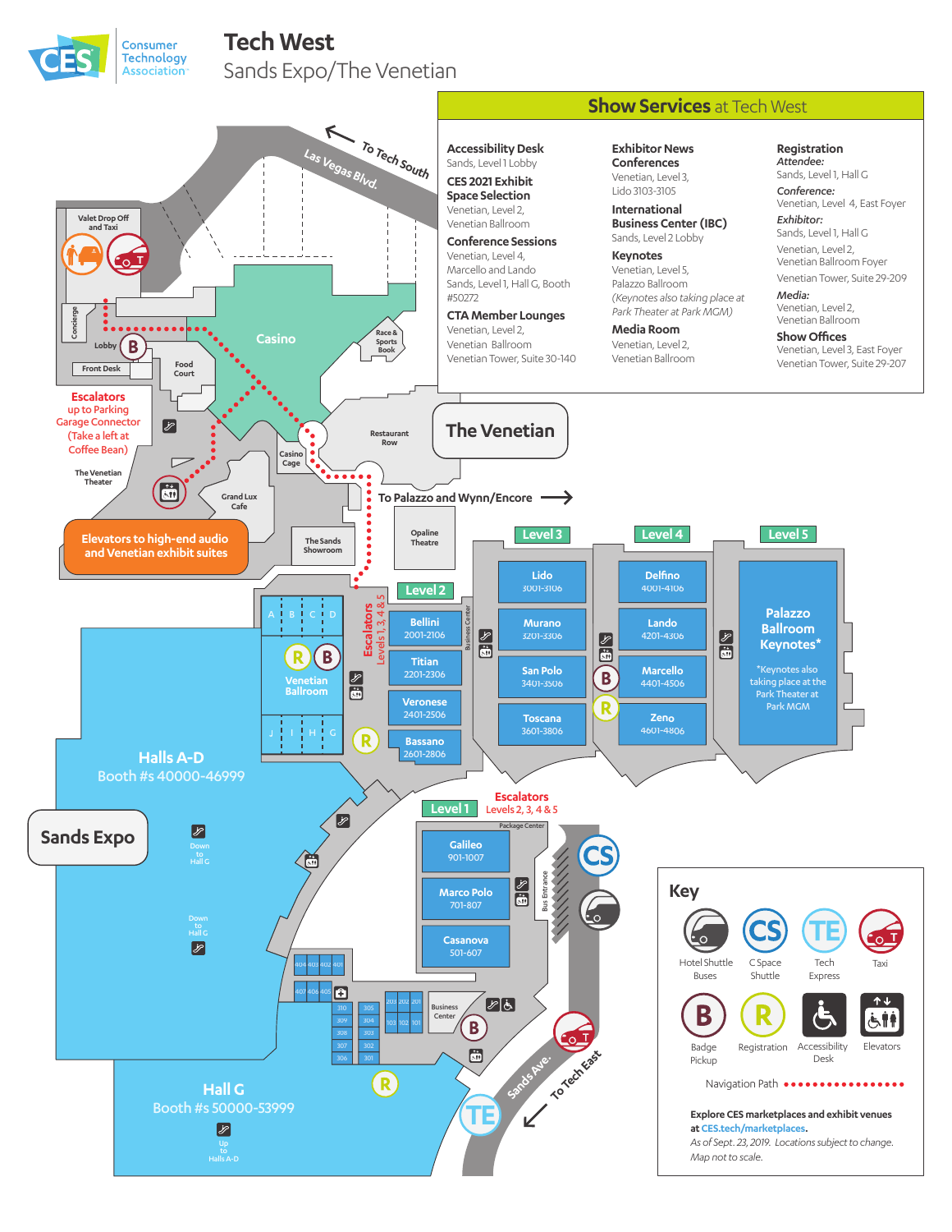# Tech West

Sands Expo/The Venetian

Consumer Technology Association

## Show Services at Tech West

**Accessibility Desk**
Sands, Level 1 Lobby

**CES 2021 Exhibit Space Selection**
Venetian, Level 2,
Venetian Ballroom

**Conference Sessions**
Venetian, Level 4,
Marcello and Lando
Sands, Level 1, Hall G, Booth #50272

**CTA Member Lounges**
Venetian, Level 2,
Venetian Ballroom
Venetian Tower, Suite 30-140

**Exhibitor News Conferences**
Venetian, Level 3,
Lido 3103-3105

**International Business Center (IBC)**
Sands, Level 2 Lobby

**Keynotes**
Venetian, Level 5,
Palazzo Ballroom
*(Keynotes also taking place at Park Theater at Park MGM)*

**Media Room**
Venetian, Level 2,
Venetian Ballroom

**Registration**
*Attendee:*
Sands, Level 1, Hall G
*Conference:*
Venetian, Level 4, East Foyer
*Exhibitor:*
Sands, Level 1, Hall G
Venetian, Level 2,
Venetian Ballroom Foyer
Venetian Tower, Suite 29-209
*Media:*
Venetian, Level 2,
Venetian Ballroom

**Show Offices**
Venetian, Level 3, East Foyer
Venetian Tower, Suite 29-207

**Key**

- Hotel Shuttle Buses
- C Space Shuttle
- Tech Express
- Taxi
- Badge Pickup
- Registration
- Accessibility Desk
- Elevators
- Navigation Path

**Explore CES marketplaces and exhibit venues at CES.tech/marketplaces.**

*As of Sept. 23, 2019. Locations subject to change. Map not to scale.*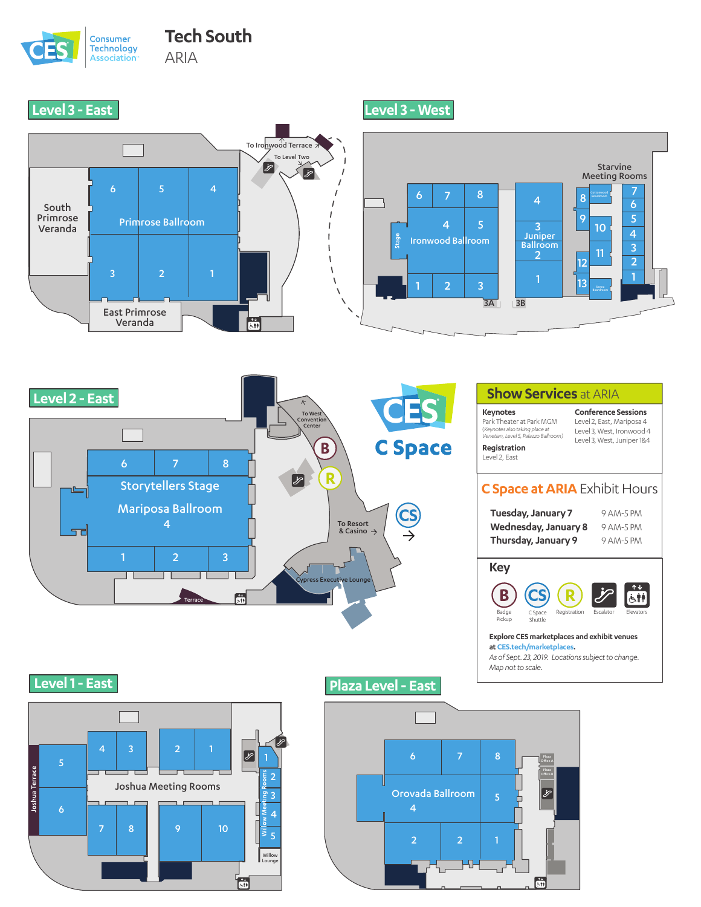Consumer Technology Association

# Tech South

ARIA

## Level 3 - East

To Ironwood Terrace

To Level Two

South Primrose Veranda

Primrose Ballroom

6 5 4

3 2 1

East Primrose Veranda

## Level 3 - West

Starvine Meeting Rooms

Ironwood Ballroom

6 7 8

4 5

1 2 3

Stage

3A 3B

Juniper Ballroom

4 3 2 1

8 9 10 11 12 13

7 6 5 4 3 2 1

## Level 2 - East

Storytellers Stage

Mariposa Ballroom

4

6 7 8

1 2 3

To West Convention Center

To Resort & Casino

Cypress Executive Lounge

Terrace

CES C Space

## Show Services at ARIA

**Keynotes**
Park Theater at Park MGM
*(Keynotes also taking place at Venetian, Level 5, Palazzo Ballroom)*

**Registration**
Level 2, East

**Conference Sessions**
Level 2, East, Mariposa 4
Level 3, West, Ironwood 4
Level 3, West, Juniper 1&4

## C Space at ARIA Exhibit Hours

| | |
|---|---|
| **Tuesday, January 7** | 9 AM-5 PM |
| **Wednesday, January 8** | 9 AM-5 PM |
| **Thursday, January 9** | 9 AM-5 PM |

## Key

B – Badge Pickup
CS – C Space Shuttle
R – Registration
Escalator
Elevators

**Explore CES marketplaces and exhibit venues at CES.tech/marketplaces.**

*As of Sept. 23, 2019. Locations subject to change. Map not to scale.*

## Level 1 - East

Joshua Terrace

Joshua Meeting Rooms

5 6

4 3 2 1

7 8 9 10

Willow Meeting Rooms

1 2 3 4 5

Willow Lounge

## Plaza Level - East

Orovada Ballroom

4

6 7 8

5

2 2 1

Plaza Office A

Plaza Office B